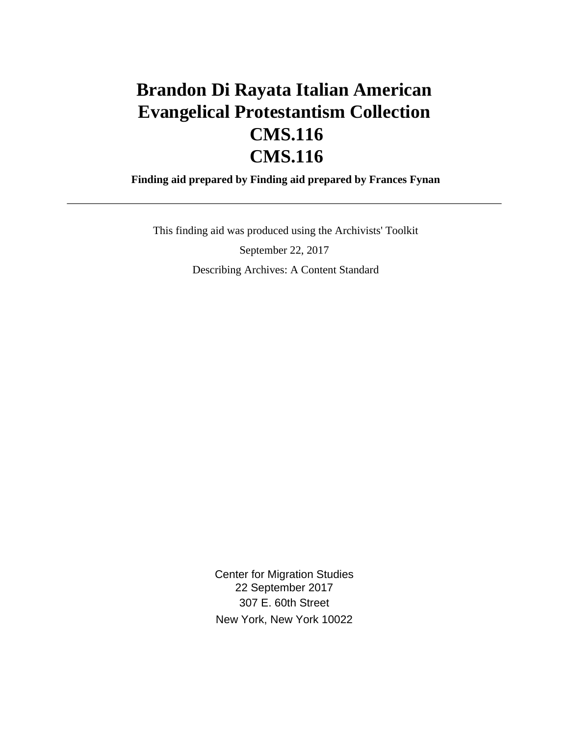# Brandon Di Rayata Italian American Evangelical Protestantism Collection
# CMS.116
# CMS.116

**Finding aid prepared by Finding aid prepared by Frances Fynan**

---

This finding aid was produced using the Archivists' Toolkit

September 22, 2017

Describing Archives: A Content Standard

Center for Migration Studies
22 September 2017
307 E. 60th Street
New York, New York 10022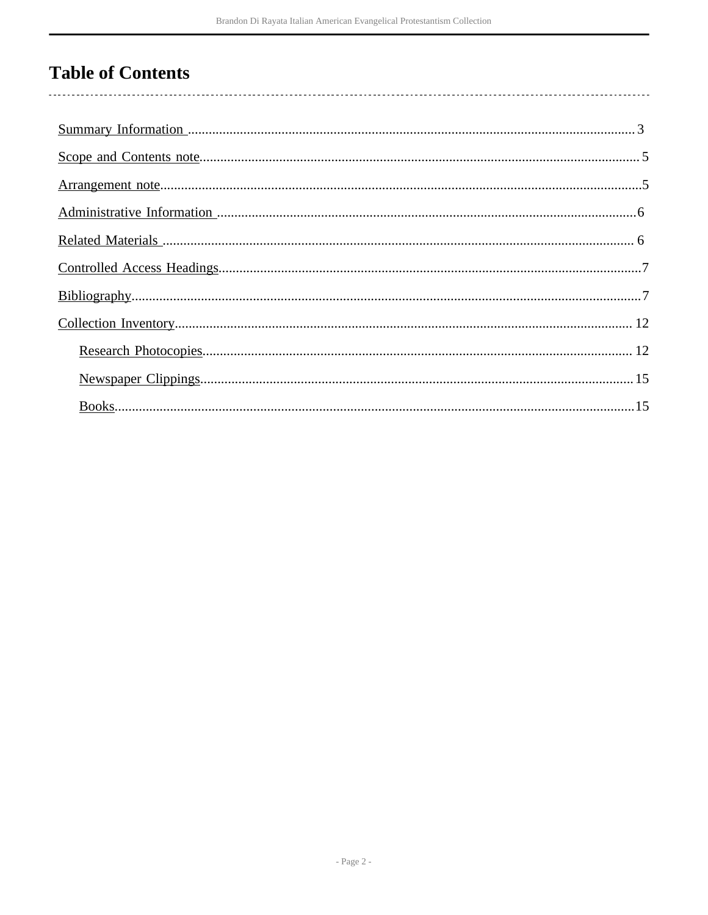# Table of Contents

- Summary Information ........ 3
- Scope and Contents note ........ 5
- Arrangement note ........ 5
- Administrative Information ........ 6
- Related Materials ........ 6
- Controlled Access Headings ........ 7
- Bibliography ........ 7
- Collection Inventory ........ 12
    - Research Photocopies ........ 12
    - Newspaper Clippings ........ 15
    - Books ........ 15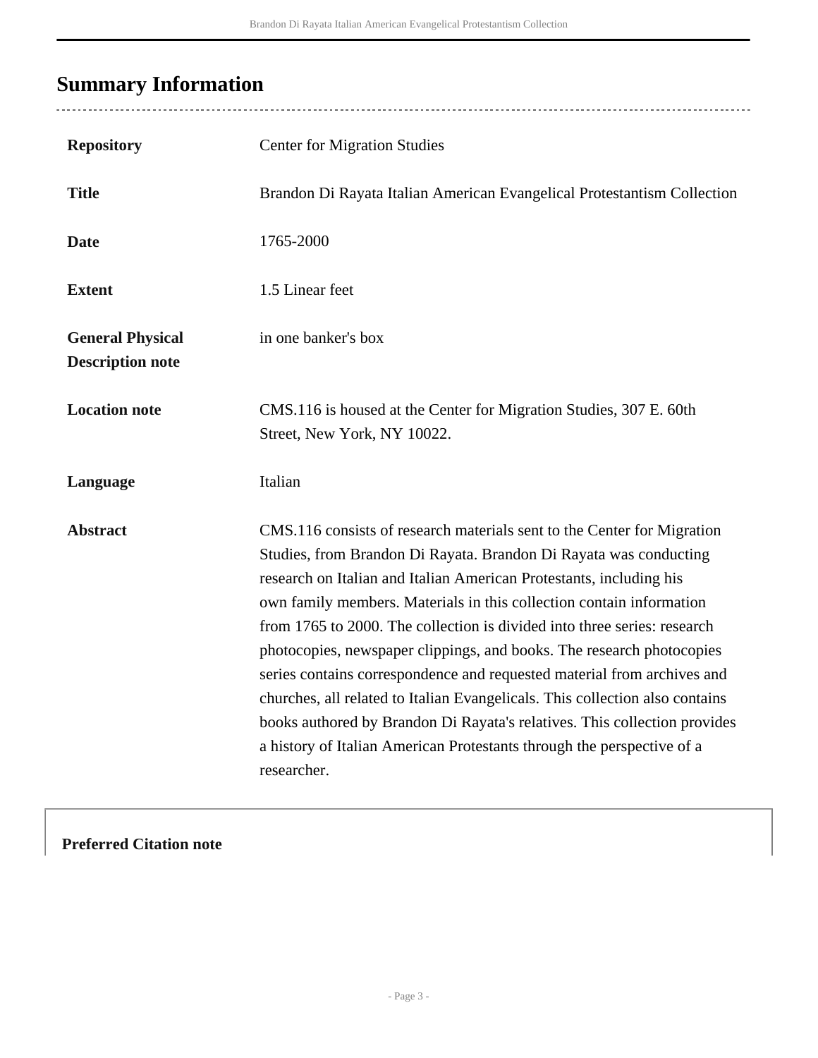## Summary Information

| | |
|---|---|
| **Repository** | Center for Migration Studies |
| **Title** | Brandon Di Rayata Italian American Evangelical Protestantism Collection |
| **Date** | 1765-2000 |
| **Extent** | 1.5 Linear feet |
| **General Physical Description note** | in one banker's box |
| **Location note** | CMS.116 is housed at the Center for Migration Studies, 307 E. 60th Street, New York, NY 10022. |
| **Language** | Italian |
| **Abstract** | CMS.116 consists of research materials sent to the Center for Migration Studies, from Brandon Di Rayata. Brandon Di Rayata was conducting research on Italian and Italian American Protestants, including his own family members. Materials in this collection contain information from 1765 to 2000. The collection is divided into three series: research photocopies, newspaper clippings, and books. The research photocopies series contains correspondence and requested material from archives and churches, all related to Italian Evangelicals. This collection also contains books authored by Brandon Di Rayata's relatives. This collection provides a history of Italian American Protestants through the perspective of a researcher. |

**Preferred Citation note**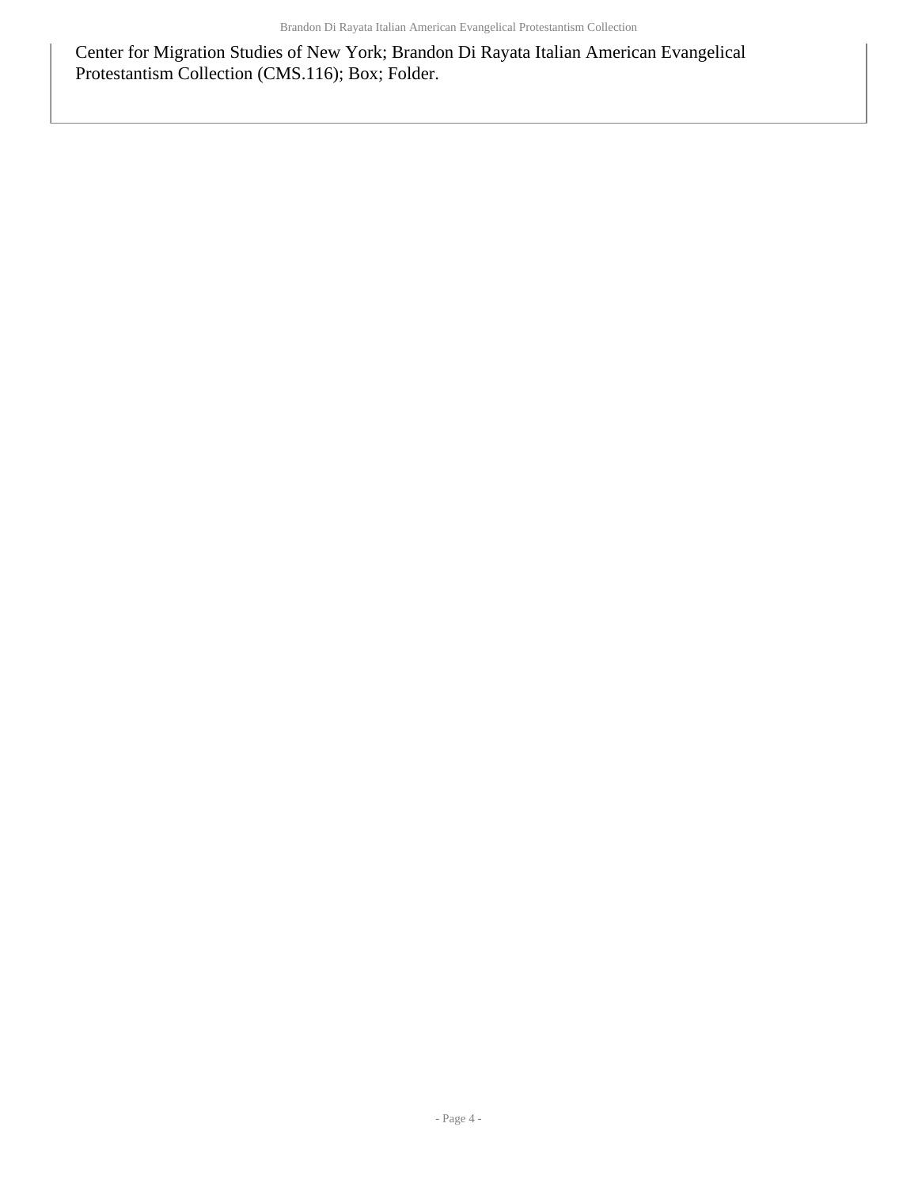Center for Migration Studies of New York; Brandon Di Rayata Italian American Evangelical Protestantism Collection (CMS.116); Box; Folder.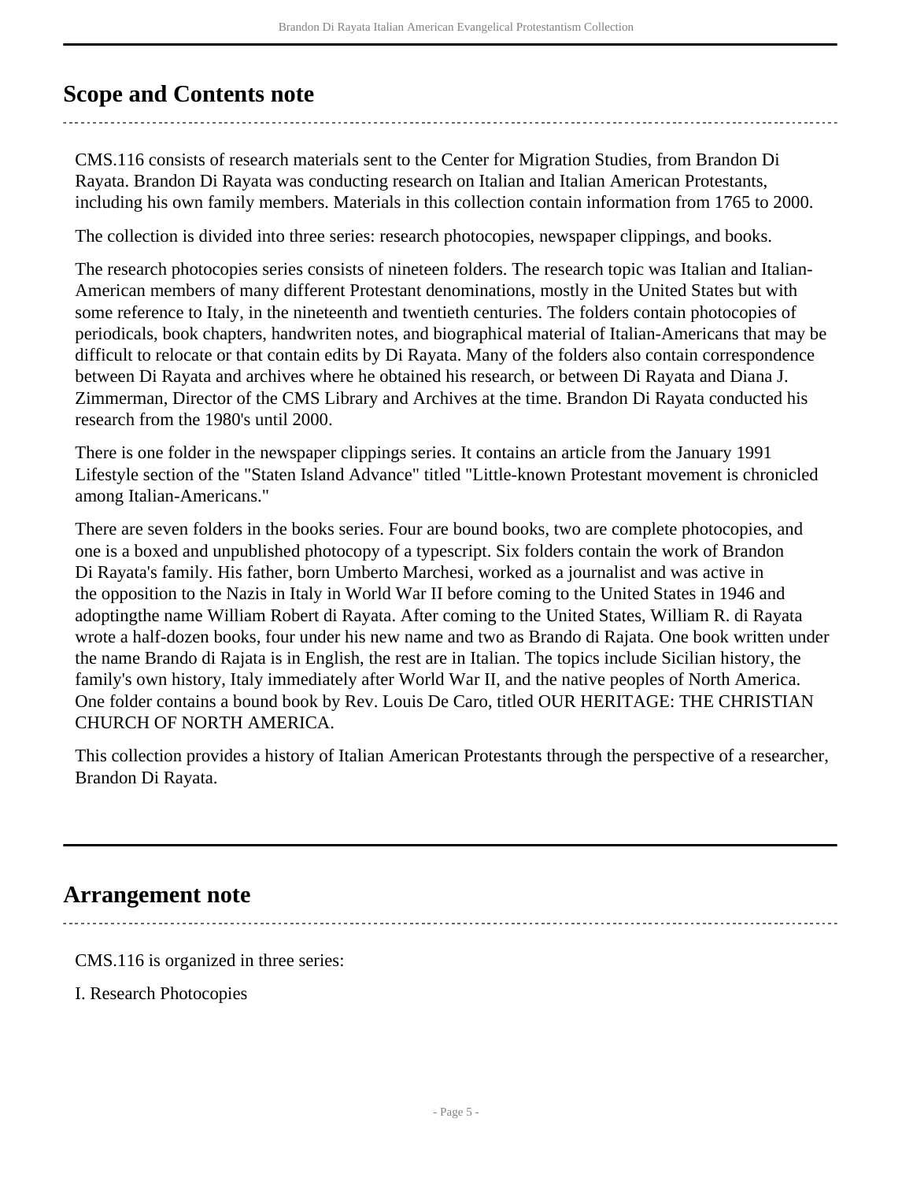## Scope and Contents note

CMS.116 consists of research materials sent to the Center for Migration Studies, from Brandon Di Rayata. Brandon Di Rayata was conducting research on Italian and Italian American Protestants, including his own family members. Materials in this collection contain information from 1765 to 2000.

The collection is divided into three series: research photocopies, newspaper clippings, and books.

The research photocopies series consists of nineteen folders. The research topic was Italian and Italian-American members of many different Protestant denominations, mostly in the United States but with some reference to Italy, in the nineteenth and twentieth centuries. The folders contain photocopies of periodicals, book chapters, handwriten notes, and biographical material of Italian-Americans that may be difficult to relocate or that contain edits by Di Rayata. Many of the folders also contain correspondence between Di Rayata and archives where he obtained his research, or between Di Rayata and Diana J. Zimmerman, Director of the CMS Library and Archives at the time. Brandon Di Rayata conducted his research from the 1980's until 2000.

There is one folder in the newspaper clippings series. It contains an article from the January 1991 Lifestyle section of the "Staten Island Advance" titled "Little-known Protestant movement is chronicled among Italian-Americans."

There are seven folders in the books series. Four are bound books, two are complete photocopies, and one is a boxed and unpublished photocopy of a typescript. Six folders contain the work of Brandon Di Rayata's family. His father, born Umberto Marchesi, worked as a journalist and was active in the opposition to the Nazis in Italy in World War II before coming to the United States in 1946 and adoptingthe name William Robert di Rayata. After coming to the United States, William R. di Rayata wrote a half-dozen books, four under his new name and two as Brando di Rajata. One book written under the name Brando di Rajata is in English, the rest are in Italian. The topics include Sicilian history, the family's own history, Italy immediately after World War II, and the native peoples of North America. One folder contains a bound book by Rev. Louis De Caro, titled OUR HERITAGE: THE CHRISTIAN CHURCH OF NORTH AMERICA.

This collection provides a history of Italian American Protestants through the perspective of a researcher, Brandon Di Rayata.

## Arrangement note

CMS.116 is organized in three series:

I. Research Photocopies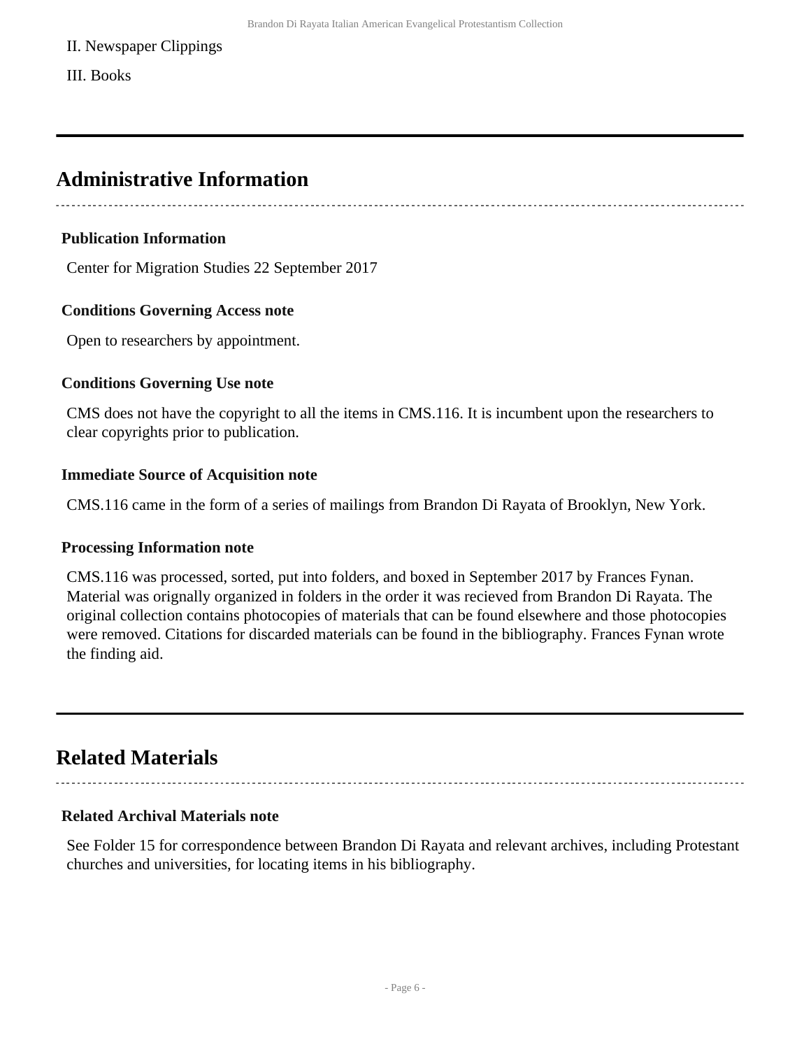II. Newspaper Clippings

III. Books

## Administrative Information

### Publication Information

Center for Migration Studies 22 September 2017

### Conditions Governing Access note

Open to researchers by appointment.

### Conditions Governing Use note

CMS does not have the copyright to all the items in CMS.116. It is incumbent upon the researchers to clear copyrights prior to publication.

### Immediate Source of Acquisition note

CMS.116 came in the form of a series of mailings from Brandon Di Rayata of Brooklyn, New York.

### Processing Information note

CMS.116 was processed, sorted, put into folders, and boxed in September 2017 by Frances Fynan. Material was orignally organized in folders in the order it was recieved from Brandon Di Rayata. The original collection contains photocopies of materials that can be found elsewhere and those photocopies were removed. Citations for discarded materials can be found in the bibliography. Frances Fynan wrote the finding aid.

## Related Materials

### Related Archival Materials note

See Folder 15 for correspondence between Brandon Di Rayata and relevant archives, including Protestant churches and universities, for locating items in his bibliography.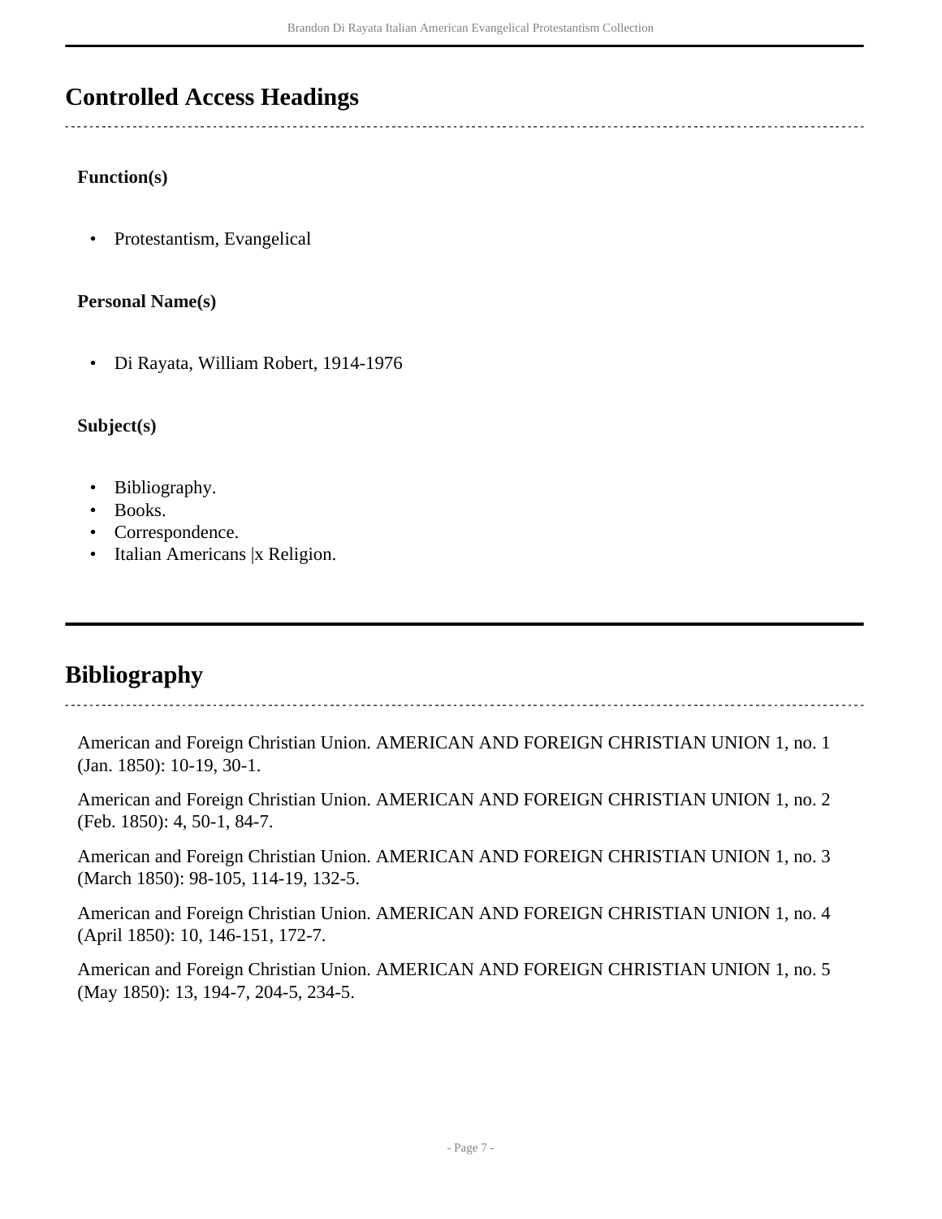## Controlled Access Headings

**Function(s)**

- Protestantism, Evangelical

**Personal Name(s)**

- Di Rayata, William Robert, 1914-1976

**Subject(s)**

- Bibliography.
- Books.
- Correspondence.
- Italian Americans |x Religion.

## Bibliography

American and Foreign Christian Union. AMERICAN AND FOREIGN CHRISTIAN UNION 1, no. 1 (Jan. 1850): 10-19, 30-1.

American and Foreign Christian Union. AMERICAN AND FOREIGN CHRISTIAN UNION 1, no. 2 (Feb. 1850): 4, 50-1, 84-7.

American and Foreign Christian Union. AMERICAN AND FOREIGN CHRISTIAN UNION 1, no. 3 (March 1850): 98-105, 114-19, 132-5.

American and Foreign Christian Union. AMERICAN AND FOREIGN CHRISTIAN UNION 1, no. 4 (April 1850): 10, 146-151, 172-7.

American and Foreign Christian Union. AMERICAN AND FOREIGN CHRISTIAN UNION 1, no. 5 (May 1850): 13, 194-7, 204-5, 234-5.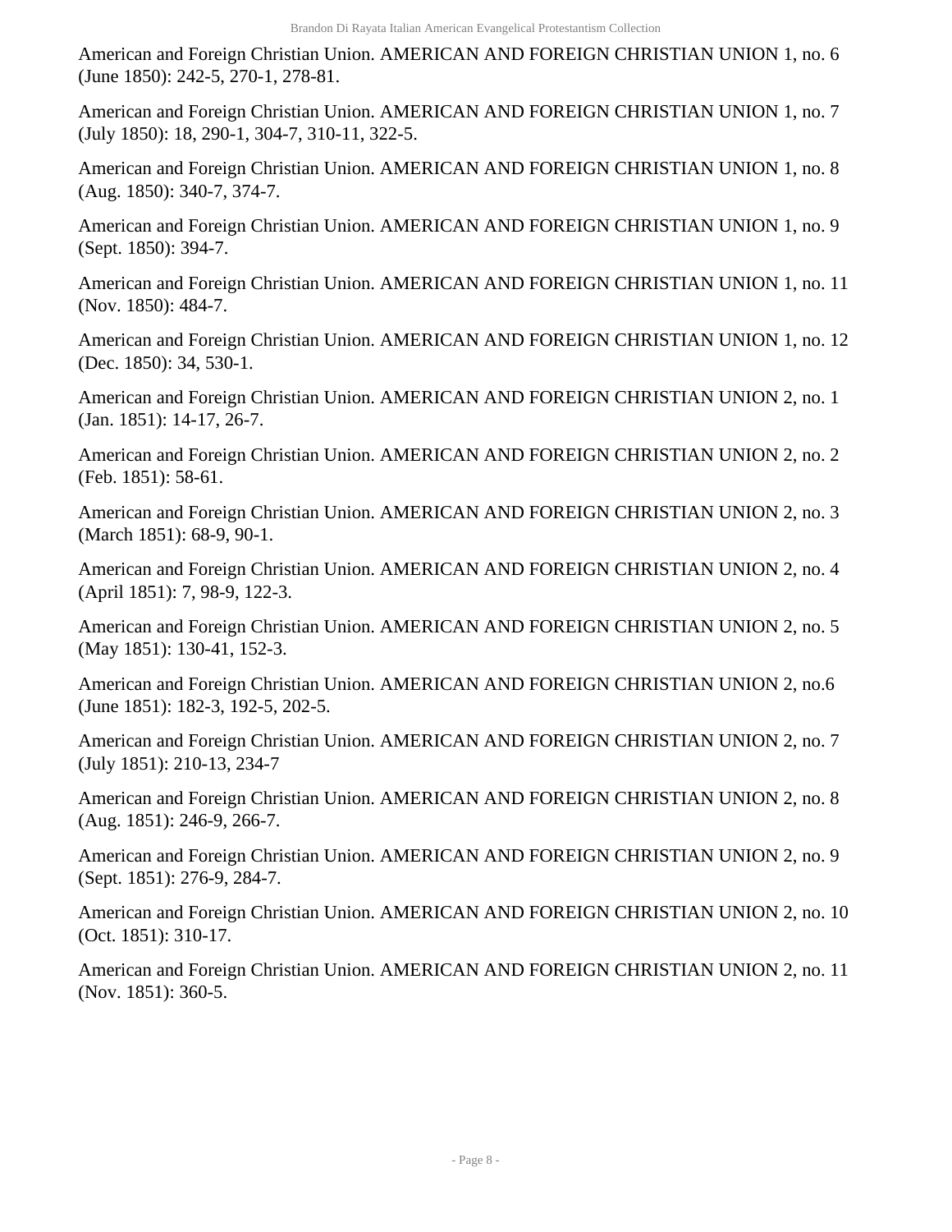American and Foreign Christian Union. AMERICAN AND FOREIGN CHRISTIAN UNION 1, no. 6 (June 1850): 242-5, 270-1, 278-81.

American and Foreign Christian Union. AMERICAN AND FOREIGN CHRISTIAN UNION 1, no. 7 (July 1850): 18, 290-1, 304-7, 310-11, 322-5.

American and Foreign Christian Union. AMERICAN AND FOREIGN CHRISTIAN UNION 1, no. 8 (Aug. 1850): 340-7, 374-7.

American and Foreign Christian Union. AMERICAN AND FOREIGN CHRISTIAN UNION 1, no. 9 (Sept. 1850): 394-7.

American and Foreign Christian Union. AMERICAN AND FOREIGN CHRISTIAN UNION 1, no. 11 (Nov. 1850): 484-7.

American and Foreign Christian Union. AMERICAN AND FOREIGN CHRISTIAN UNION 1, no. 12 (Dec. 1850): 34, 530-1.

American and Foreign Christian Union. AMERICAN AND FOREIGN CHRISTIAN UNION 2, no. 1 (Jan. 1851): 14-17, 26-7.

American and Foreign Christian Union. AMERICAN AND FOREIGN CHRISTIAN UNION 2, no. 2 (Feb. 1851): 58-61.

American and Foreign Christian Union. AMERICAN AND FOREIGN CHRISTIAN UNION 2, no. 3 (March 1851): 68-9, 90-1.

American and Foreign Christian Union. AMERICAN AND FOREIGN CHRISTIAN UNION 2, no. 4 (April 1851): 7, 98-9, 122-3.

American and Foreign Christian Union. AMERICAN AND FOREIGN CHRISTIAN UNION 2, no. 5 (May 1851): 130-41, 152-3.

American and Foreign Christian Union. AMERICAN AND FOREIGN CHRISTIAN UNION 2, no.6 (June 1851): 182-3, 192-5, 202-5.

American and Foreign Christian Union. AMERICAN AND FOREIGN CHRISTIAN UNION 2, no. 7 (July 1851): 210-13, 234-7

American and Foreign Christian Union. AMERICAN AND FOREIGN CHRISTIAN UNION 2, no. 8 (Aug. 1851): 246-9, 266-7.

American and Foreign Christian Union. AMERICAN AND FOREIGN CHRISTIAN UNION 2, no. 9 (Sept. 1851): 276-9, 284-7.

American and Foreign Christian Union. AMERICAN AND FOREIGN CHRISTIAN UNION 2, no. 10 (Oct. 1851): 310-17.

American and Foreign Christian Union. AMERICAN AND FOREIGN CHRISTIAN UNION 2, no. 11 (Nov. 1851): 360-5.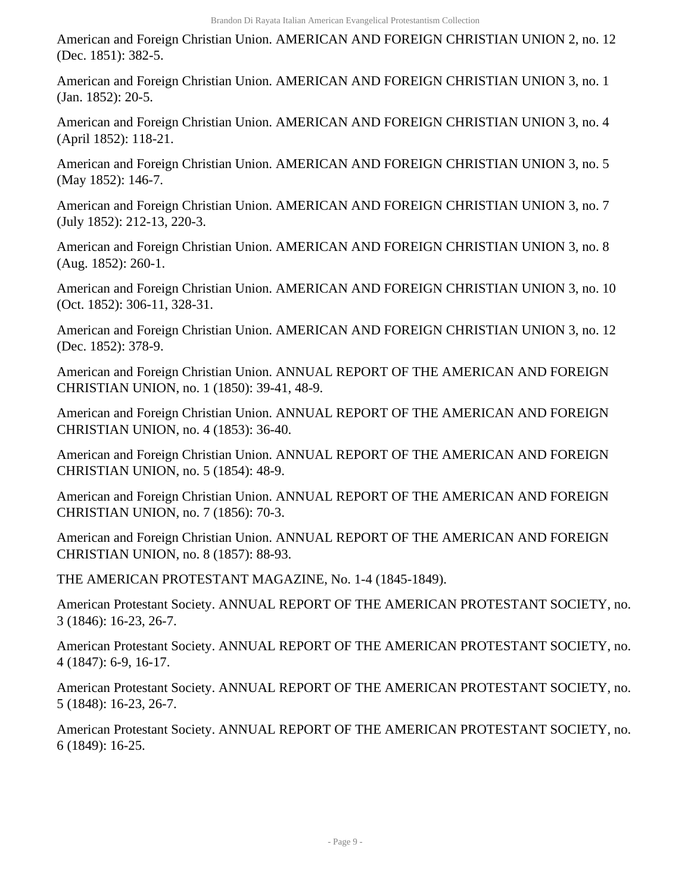American and Foreign Christian Union. AMERICAN AND FOREIGN CHRISTIAN UNION 2, no. 12 (Dec. 1851): 382-5.

American and Foreign Christian Union. AMERICAN AND FOREIGN CHRISTIAN UNION 3, no. 1 (Jan. 1852): 20-5.

American and Foreign Christian Union. AMERICAN AND FOREIGN CHRISTIAN UNION 3, no. 4 (April 1852): 118-21.

American and Foreign Christian Union. AMERICAN AND FOREIGN CHRISTIAN UNION 3, no. 5 (May 1852): 146-7.

American and Foreign Christian Union. AMERICAN AND FOREIGN CHRISTIAN UNION 3, no. 7 (July 1852): 212-13, 220-3.

American and Foreign Christian Union. AMERICAN AND FOREIGN CHRISTIAN UNION 3, no. 8 (Aug. 1852): 260-1.

American and Foreign Christian Union. AMERICAN AND FOREIGN CHRISTIAN UNION 3, no. 10 (Oct. 1852): 306-11, 328-31.

American and Foreign Christian Union. AMERICAN AND FOREIGN CHRISTIAN UNION 3, no. 12 (Dec. 1852): 378-9.

American and Foreign Christian Union. ANNUAL REPORT OF THE AMERICAN AND FOREIGN CHRISTIAN UNION, no. 1 (1850): 39-41, 48-9.

American and Foreign Christian Union. ANNUAL REPORT OF THE AMERICAN AND FOREIGN CHRISTIAN UNION, no. 4 (1853): 36-40.

American and Foreign Christian Union. ANNUAL REPORT OF THE AMERICAN AND FOREIGN CHRISTIAN UNION, no. 5 (1854): 48-9.

American and Foreign Christian Union. ANNUAL REPORT OF THE AMERICAN AND FOREIGN CHRISTIAN UNION, no. 7 (1856): 70-3.

American and Foreign Christian Union. ANNUAL REPORT OF THE AMERICAN AND FOREIGN CHRISTIAN UNION, no. 8 (1857): 88-93.

THE AMERICAN PROTESTANT MAGAZINE, No. 1-4 (1845-1849).

American Protestant Society. ANNUAL REPORT OF THE AMERICAN PROTESTANT SOCIETY, no. 3 (1846): 16-23, 26-7.

American Protestant Society. ANNUAL REPORT OF THE AMERICAN PROTESTANT SOCIETY, no. 4 (1847): 6-9, 16-17.

American Protestant Society. ANNUAL REPORT OF THE AMERICAN PROTESTANT SOCIETY, no. 5 (1848): 16-23, 26-7.

American Protestant Society. ANNUAL REPORT OF THE AMERICAN PROTESTANT SOCIETY, no. 6 (1849): 16-25.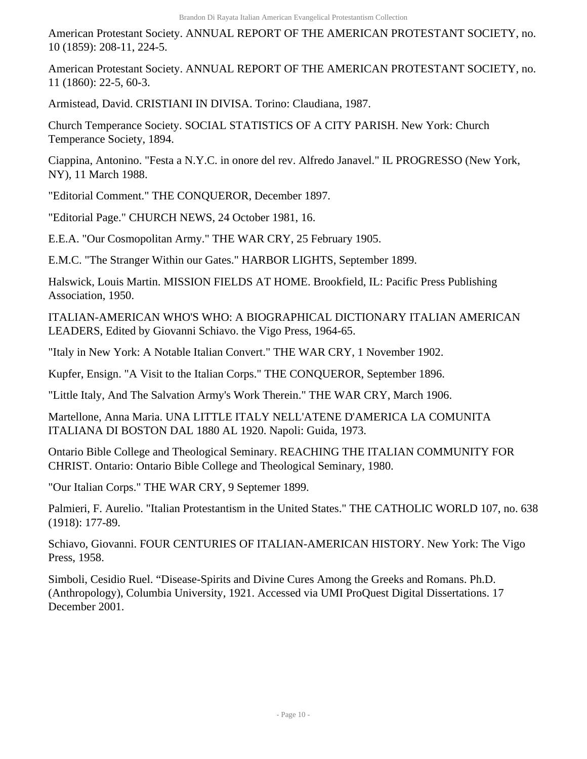American Protestant Society. ANNUAL REPORT OF THE AMERICAN PROTESTANT SOCIETY, no. 10 (1859): 208-11, 224-5.

American Protestant Society. ANNUAL REPORT OF THE AMERICAN PROTESTANT SOCIETY, no. 11 (1860): 22-5, 60-3.

Armistead, David. CRISTIANI IN DIVISA. Torino: Claudiana, 1987.

Church Temperance Society. SOCIAL STATISTICS OF A CITY PARISH. New York: Church Temperance Society, 1894.

Ciappina, Antonino. "Festa a N.Y.C. in onore del rev. Alfredo Janavel." IL PROGRESSO (New York, NY), 11 March 1988.

"Editorial Comment." THE CONQUEROR, December 1897.

"Editorial Page." CHURCH NEWS, 24 October 1981, 16.

E.E.A. "Our Cosmopolitan Army." THE WAR CRY, 25 February 1905.

E.M.C. "The Stranger Within our Gates." HARBOR LIGHTS, September 1899.

Halswick, Louis Martin. MISSION FIELDS AT HOME. Brookfield, IL: Pacific Press Publishing Association, 1950.

ITALIAN-AMERICAN WHO'S WHO: A BIOGRAPHICAL DICTIONARY ITALIAN AMERICAN LEADERS, Edited by Giovanni Schiavo. the Vigo Press, 1964-65.

"Italy in New York: A Notable Italian Convert." THE WAR CRY, 1 November 1902.

Kupfer, Ensign. "A Visit to the Italian Corps." THE CONQUEROR, September 1896.

"Little Italy, And The Salvation Army's Work Therein." THE WAR CRY, March 1906.

Martellone, Anna Maria. UNA LITTLE ITALY NELL'ATENE D'AMERICA LA COMUNITA ITALIANA DI BOSTON DAL 1880 AL 1920. Napoli: Guida, 1973.

Ontario Bible College and Theological Seminary. REACHING THE ITALIAN COMMUNITY FOR CHRIST. Ontario: Ontario Bible College and Theological Seminary, 1980.

"Our Italian Corps." THE WAR CRY, 9 Septemer 1899.

Palmieri, F. Aurelio. "Italian Protestantism in the United States." THE CATHOLIC WORLD 107, no. 638 (1918): 177-89.

Schiavo, Giovanni. FOUR CENTURIES OF ITALIAN-AMERICAN HISTORY. New York: The Vigo Press, 1958.

Simboli, Cesidio Ruel. "Disease-Spirits and Divine Cures Among the Greeks and Romans. Ph.D. (Anthropology), Columbia University, 1921. Accessed via UMI ProQuest Digital Dissertations. 17 December 2001.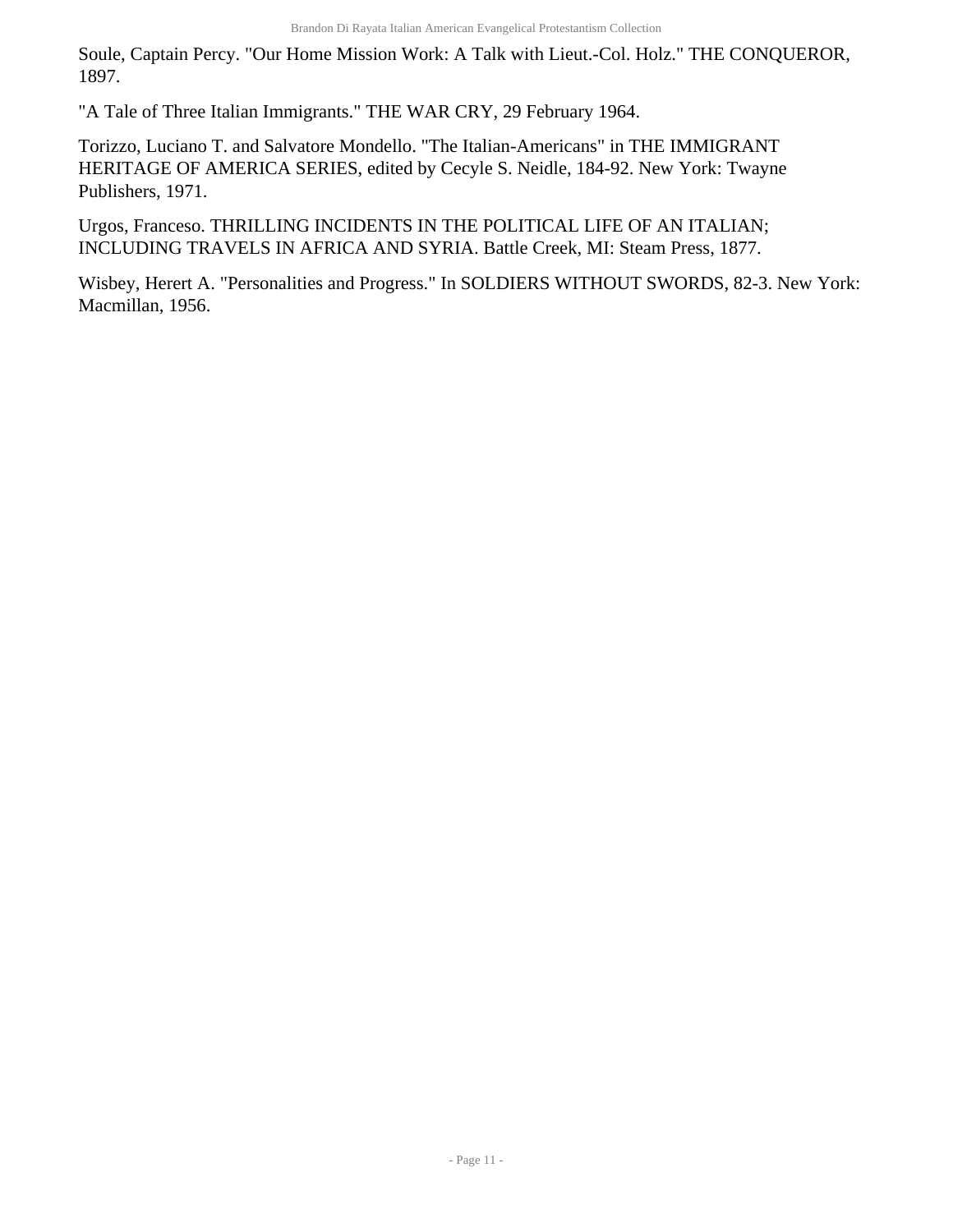Soule, Captain Percy. "Our Home Mission Work: A Talk with Lieut.-Col. Holz." THE CONQUEROR, 1897.

"A Tale of Three Italian Immigrants." THE WAR CRY, 29 February 1964.

Torizzo, Luciano T. and Salvatore Mondello. "The Italian-Americans" in THE IMMIGRANT HERITAGE OF AMERICA SERIES, edited by Cecyle S. Neidle, 184-92. New York: Twayne Publishers, 1971.

Urgos, Franceso. THRILLING INCIDENTS IN THE POLITICAL LIFE OF AN ITALIAN; INCLUDING TRAVELS IN AFRICA AND SYRIA. Battle Creek, MI: Steam Press, 1877.

Wisbey, Herert A. "Personalities and Progress." In SOLDIERS WITHOUT SWORDS, 82-3. New York: Macmillan, 1956.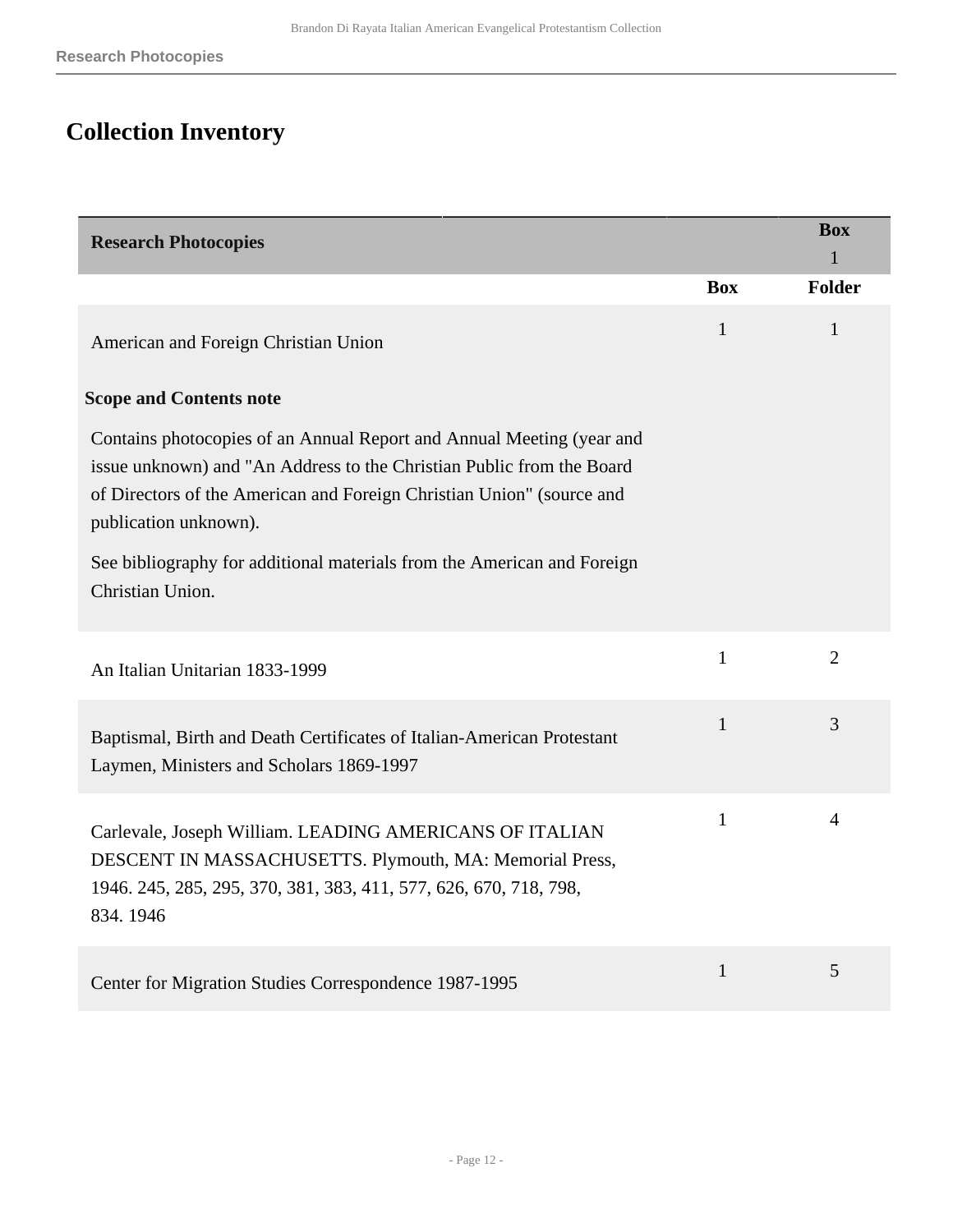# Collection Inventory

| Research Photocopies | | Box 1 |
|---|---|---|
| | **Box** | **Folder** |
| American and Foreign Christian Union<br><br>**Scope and Contents note**<br><br>Contains photocopies of an Annual Report and Annual Meeting (year and issue unknown) and "An Address to the Christian Public from the Board of Directors of the American and Foreign Christian Union" (source and publication unknown).<br><br>See bibliography for additional materials from the American and Foreign Christian Union. | 1 | 1 |
| An Italian Unitarian 1833-1999 | 1 | 2 |
| Baptismal, Birth and Death Certificates of Italian-American Protestant Laymen, Ministers and Scholars 1869-1997 | 1 | 3 |
| Carlevale, Joseph William. LEADING AMERICANS OF ITALIAN DESCENT IN MASSACHUSETTS. Plymouth, MA: Memorial Press, 1946. 245, 285, 295, 370, 381, 383, 411, 577, 626, 670, 718, 798, 834. 1946 | 1 | 4 |
| Center for Migration Studies Correspondence 1987-1995 | 1 | 5 |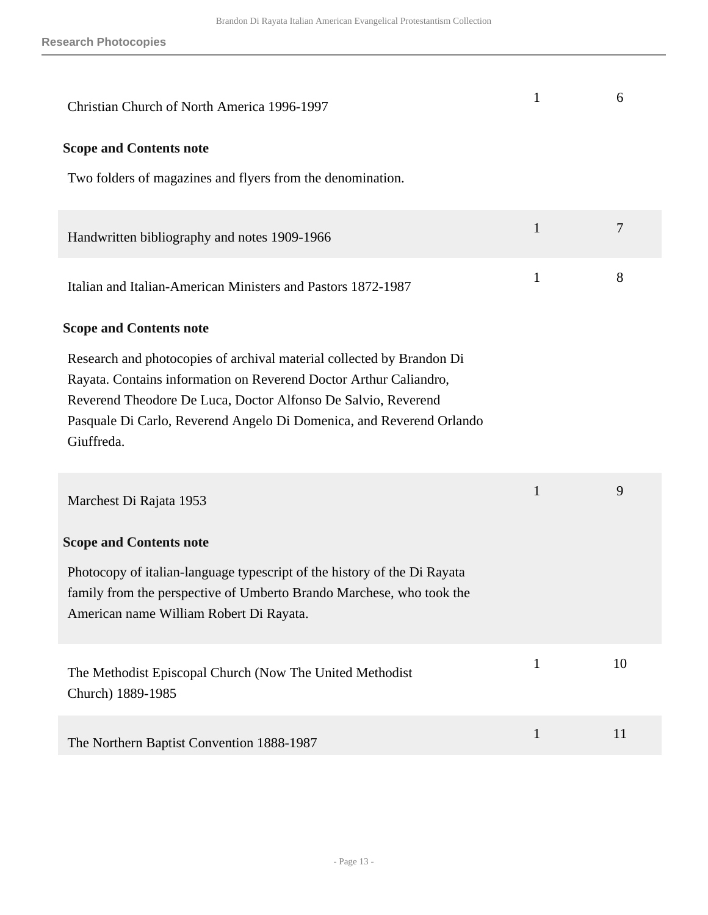## Research Photocopies

| | Box | Folder |
|---|---|---|
| Christian Church of North America 1996-1997 | 1 | 6 |

**Scope and Contents note**

Two folders of magazines and flyers from the denomination.

| | Box | Folder |
|---|---|---|
| Handwritten bibliography and notes 1909-1966 | 1 | 7 |
| Italian and Italian-American Ministers and Pastors 1872-1987 | 1 | 8 |

**Scope and Contents note**

Research and photocopies of archival material collected by Brandon Di Rayata. Contains information on Reverend Doctor Arthur Caliandro, Reverend Theodore De Luca, Doctor Alfonso De Salvio, Reverend Pasquale Di Carlo, Reverend Angelo Di Domenica, and Reverend Orlando Giuffreda.

| | Box | Folder |
|---|---|---|
| Marchest Di Rajata 1953 | 1 | 9 |

**Scope and Contents note**

Photocopy of italian-language typescript of the history of the Di Rayata family from the perspective of Umberto Brando Marchese, who took the American name William Robert Di Rayata.

| | Box | Folder |
|---|---|---|
| The Methodist Episcopal Church (Now The United Methodist Church) 1889-1985 | 1 | 10 |
| The Northern Baptist Convention 1888-1987 | 1 | 11 |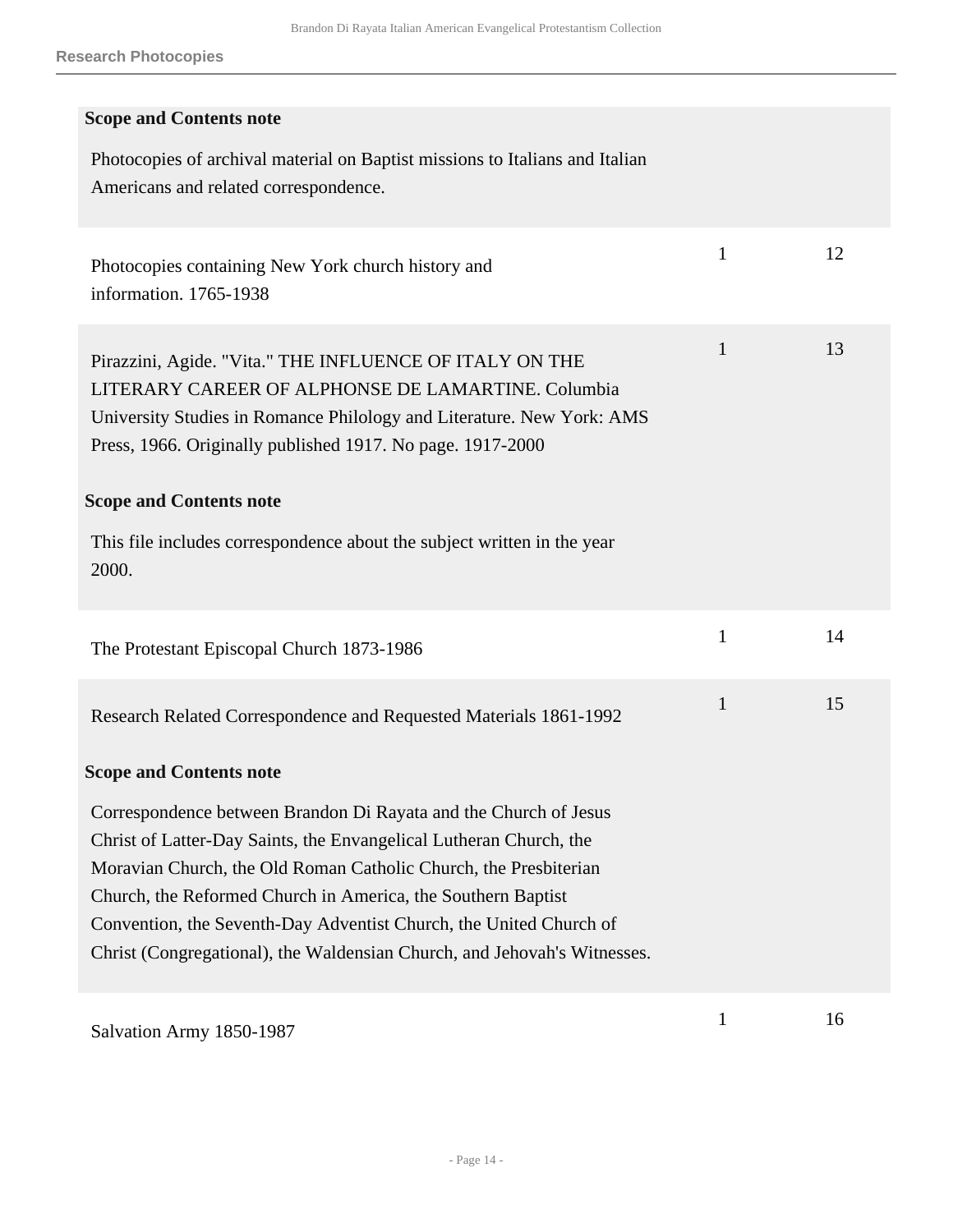**Research Photocopies**

**Scope and Contents note**

Photocopies of archival material on Baptist missions to Italians and Italian Americans and related correspondence.

| Title | Box | Folder |
|---|---|---|
| Photocopies containing New York church history and information. 1765-1938 | 1 | 12 |
| Pirazzini, Agide. "Vita." THE INFLUENCE OF ITALY ON THE LITERARY CAREER OF ALPHONSE DE LAMARTINE. Columbia University Studies in Romance Philology and Literature. New York: AMS Press, 1966. Originally published 1917. No page. 1917-2000<br><br>**Scope and Contents note**<br><br>This file includes correspondence about the subject written in the year 2000. | 1 | 13 |
| The Protestant Episcopal Church 1873-1986 | 1 | 14 |
| Research Related Correspondence and Requested Materials 1861-1992<br><br>**Scope and Contents note**<br><br>Correspondence between Brandon Di Rayata and the Church of Jesus Christ of Latter-Day Saints, the Envangelical Lutheran Church, the Moravian Church, the Old Roman Catholic Church, the Presbiterian Church, the Reformed Church in America, the Southern Baptist Convention, the Seventh-Day Adventist Church, the United Church of Christ (Congregational), the Waldensian Church, and Jehovah's Witnesses. | 1 | 15 |
| Salvation Army 1850-1987 | 1 | 16 |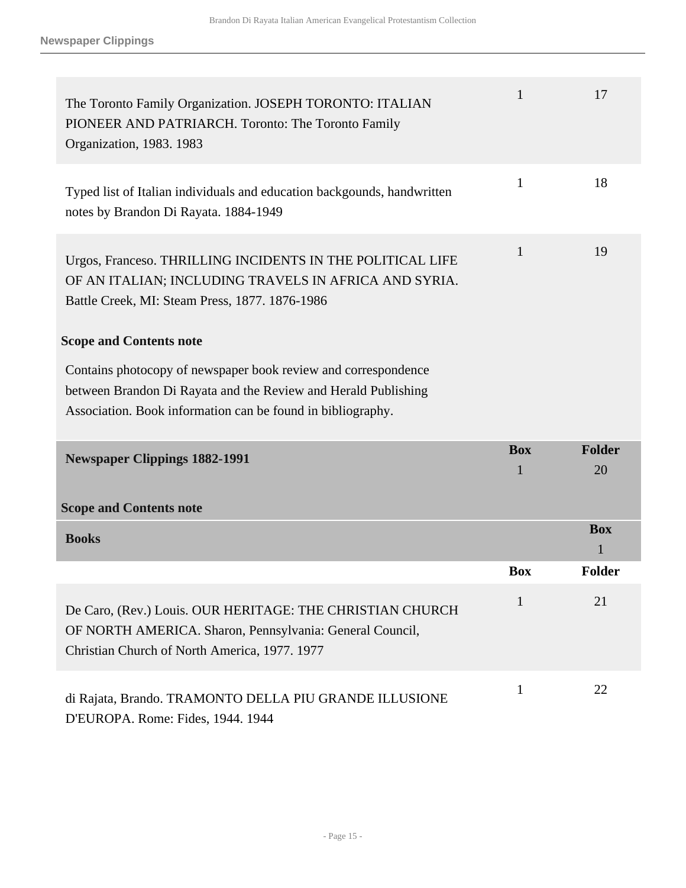| | Box | Folder |
|---|---|---|
| The Toronto Family Organization. JOSEPH TORONTO: ITALIAN PIONEER AND PATRIARCH. Toronto: The Toronto Family Organization, 1983. 1983 | 1 | 17 |
| Typed list of Italian individuals and education backgounds, handwritten notes by Brandon Di Rayata. 1884-1949 | 1 | 18 |
| Urgos, Franceso. THRILLING INCIDENTS IN THE POLITICAL LIFE OF AN ITALIAN; INCLUDING TRAVELS IN AFRICA AND SYRIA. Battle Creek, MI: Steam Press, 1877. 1876-1986 | 1 | 19 |

**Scope and Contents note**

Contains photocopy of newspaper book review and correspondence between Brandon Di Rayata and the Review and Herald Publishing Association. Book information can be found in bibliography.

| | Box | Folder |
|---|---|---|
| **Newspaper Clippings 1882-1991** | 1 | 20 |

**Scope and Contents note**

| **Books** | | **Box** 1 |
|---|---|---|

| | Box | Folder |
|---|---|---|
| De Caro, (Rev.) Louis. OUR HERITAGE: THE CHRISTIAN CHURCH OF NORTH AMERICA. Sharon, Pennsylvania: General Council, Christian Church of North America, 1977. 1977 | 1 | 21 |
| di Rajata, Brando. TRAMONTO DELLA PIU GRANDE ILLUSIONE D'EUROPA. Rome: Fides, 1944. 1944 | 1 | 22 |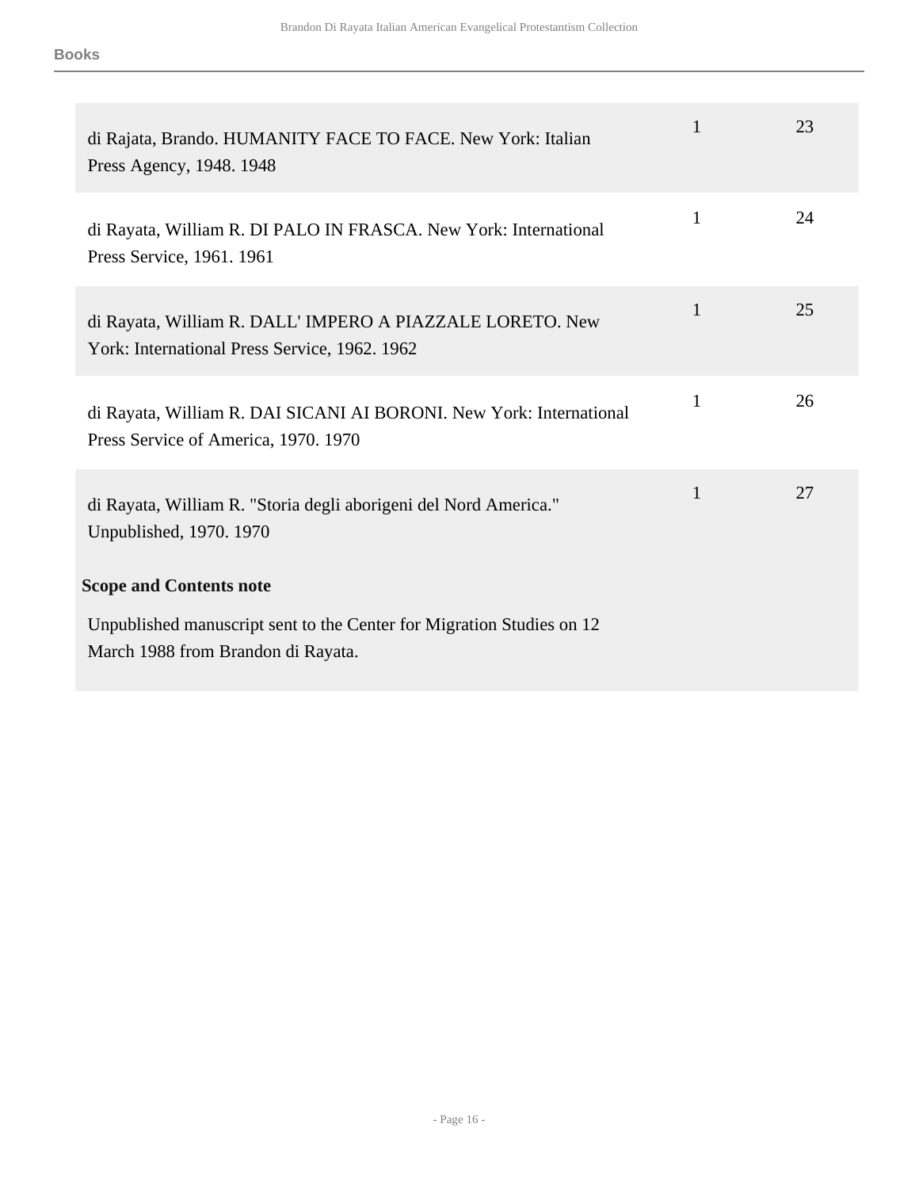**Books**

| | | |
|---|---|---|
| di Rajata, Brando. HUMANITY FACE TO FACE. New York: Italian Press Agency, 1948. 1948 | 1 | 23 |
| di Rayata, William R. DI PALO IN FRASCA. New York: International Press Service, 1961. 1961 | 1 | 24 |
| di Rayata, William R. DALL' IMPERO A PIAZZALE LORETO. New York: International Press Service, 1962. 1962 | 1 | 25 |
| di Rayata, William R. DAI SICANI AI BORONI. New York: International Press Service of America, 1970. 1970 | 1 | 26 |
| di Rayata, William R. "Storia degli aborigeni del Nord America." Unpublished, 1970. 1970 | 1 | 27 |

**Scope and Contents note**

Unpublished manuscript sent to the Center for Migration Studies on 12 March 1988 from Brandon di Rayata.